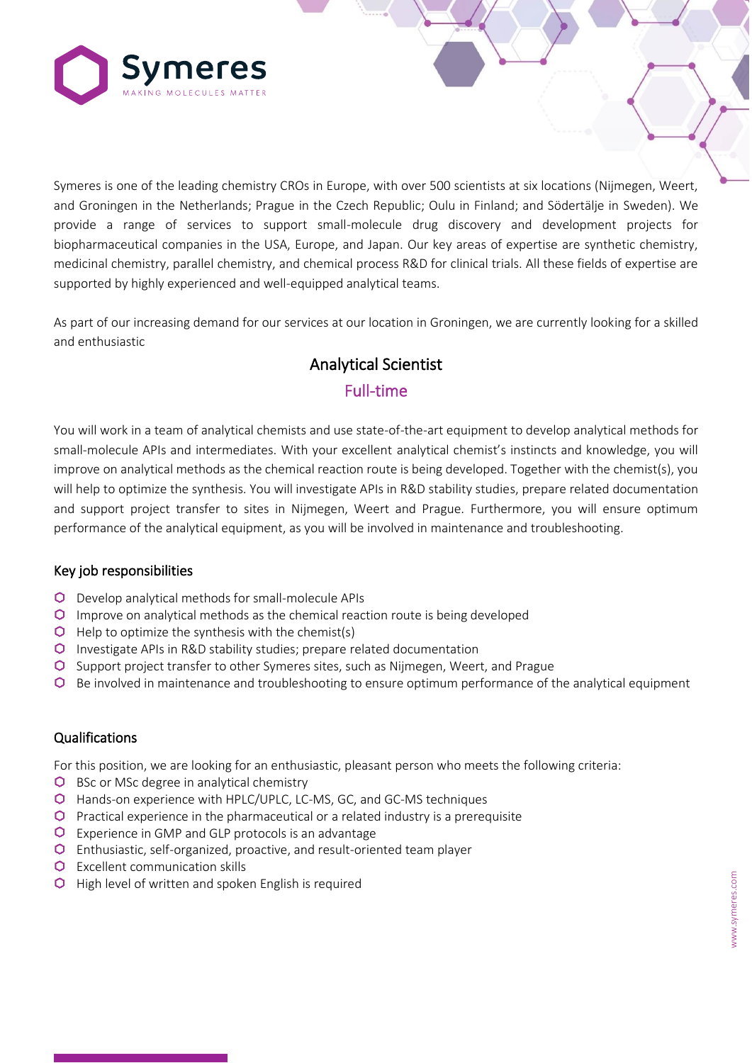Symeres

MAKING MOLECULES MATTER

Symeres is one of the leading chemistry CROs in Europe, with over 500 scientists at six locations (Nijmegen, Weert, and Groningen in the Netherlands; Prague in the Czech Republic; Oulu in Finland; and Södertälje in Sweden). We provide a range of services to support small-molecule drug discovery and development projects for biopharmaceutical companies in the USA, Europe, and Japan. Our key areas of expertise are synthetic chemistry, medicinal chemistry, parallel chemistry, and chemical process R&D for clinical trials. All these fields of expertise are supported by highly experienced and well-equipped analytical teams.

As part of our increasing demand for our services at our location in Groningen, we are currently looking for a skilled and enthusiastic

# Analytical Scientist

## Full-time

You will work in a team of analytical chemists and use state-of-the-art equipment to develop analytical methods for small-molecule APIs and intermediates. With your excellent analytical chemist's instincts and knowledge, you will improve on analytical methods as the chemical reaction route is being developed. Together with the chemist(s), you will help to optimize the synthesis. You will investigate APIs in R&D stability studies, prepare related documentation and support project transfer to sites in Nijmegen, Weert and Prague. Furthermore, you will ensure optimum performance of the analytical equipment, as you will be involved in maintenance and troubleshooting.

### Key job responsibilities

- Develop analytical methods for small-molecule APIs
- Improve on analytical methods as the chemical reaction route is being developed
- Help to optimize the synthesis with the chemist(s)
- Investigate APIs in R&D stability studies; prepare related documentation
- Support project transfer to other Symeres sites, such as Nijmegen, Weert, and Prague
- Be involved in maintenance and troubleshooting to ensure optimum performance of the analytical equipment

### Qualifications

For this position, we are looking for an enthusiastic, pleasant person who meets the following criteria:

- BSc or MSc degree in analytical chemistry
- Hands-on experience with HPLC/UPLC, LC-MS, GC, and GC-MS techniques
- Practical experience in the pharmaceutical or a related industry is a prerequisite
- Experience in GMP and GLP protocols is an advantage
- Enthusiastic, self-organized, proactive, and result-oriented team player
- Excellent communication skills
- High level of written and spoken English is required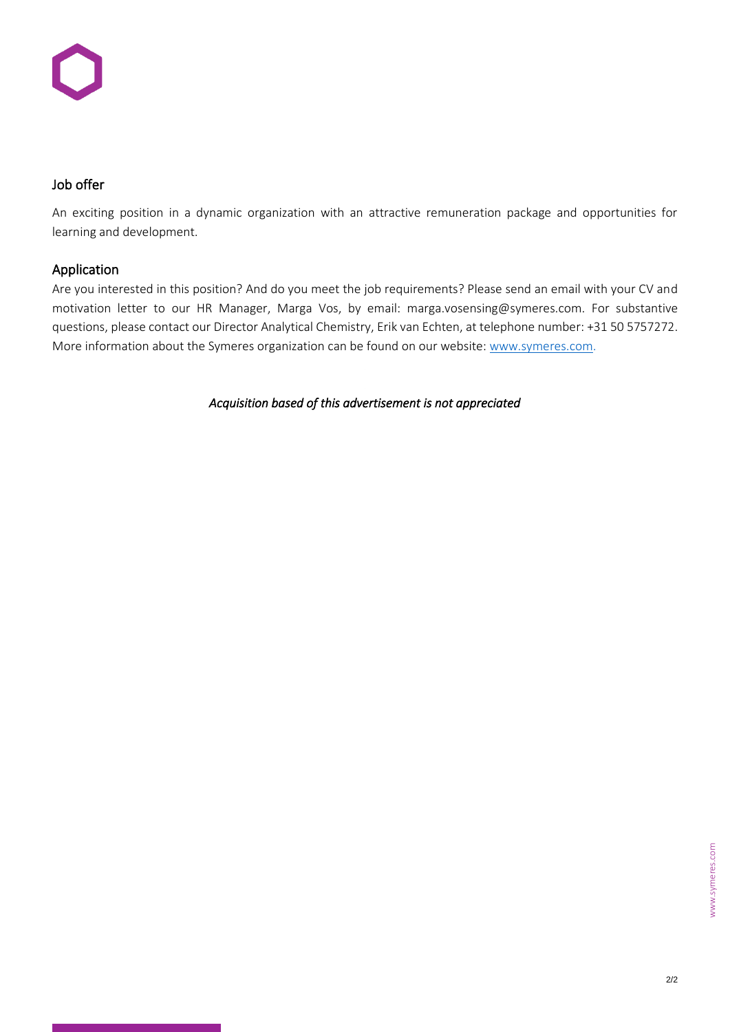## Job offer

An exciting position in a dynamic organization with an attractive remuneration package and opportunities for learning and development.

## Application

Are you interested in this position? And do you meet the job requirements? Please send an email with your CV and motivation letter to our HR Manager, Marga Vos, by email: marga.vosensing@symeres.com. For substantive questions, please contact our Director Analytical Chemistry, Erik van Echten, at telephone number: +31 50 5757272. More information about the Symeres organization can be found on our website: [www.symeres.com](http://www.symeres.com).

*Acquisition based of this advertisement is not appreciated*